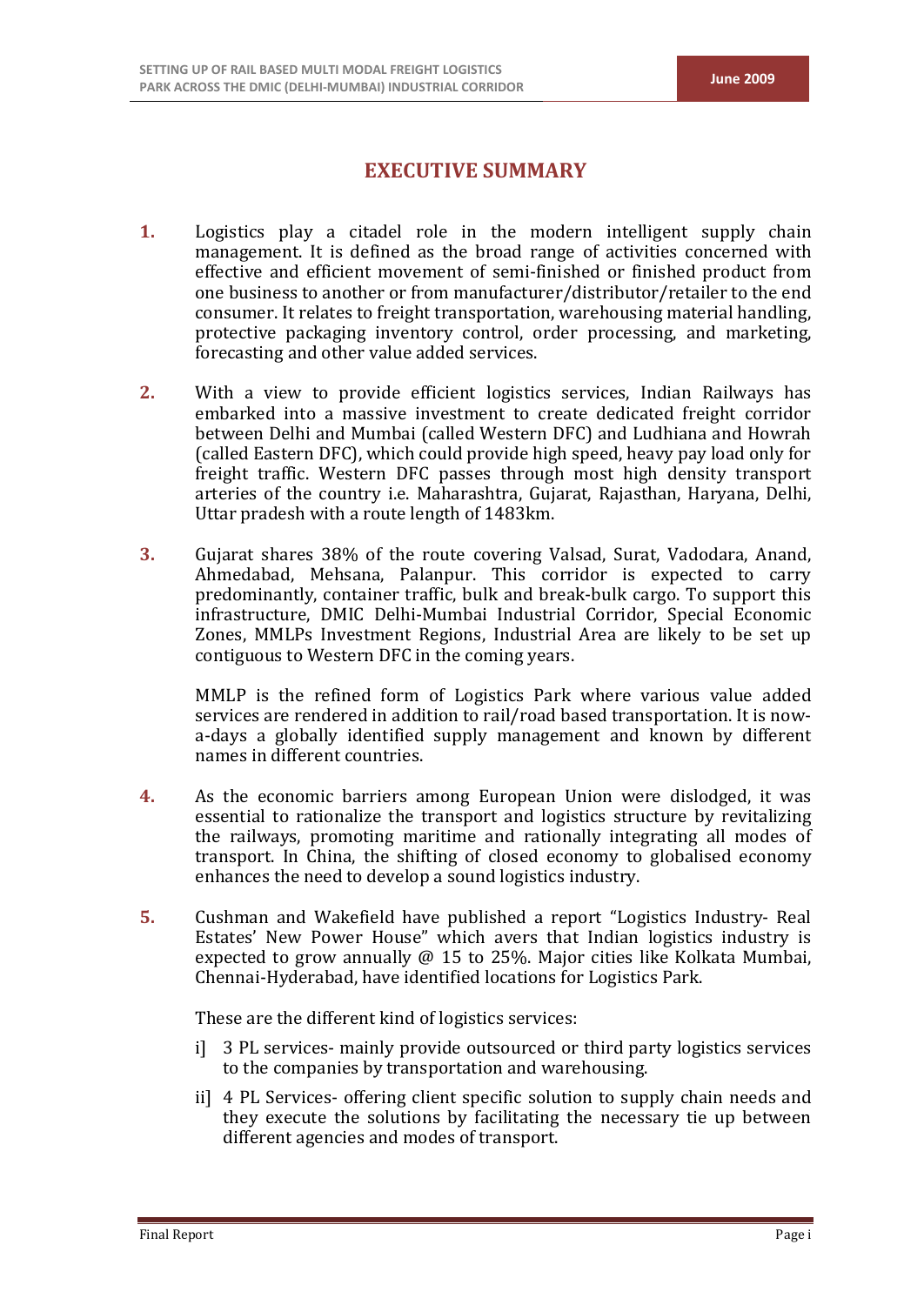# EXECUTIVE SUMMARY

**1.** Logistics play a citadel role in the modern intelligent supply chain management. It is defined as the broad range of activities concerned with effective and efficient movement of semi-finished or finished product from one business to another or from manufacturer/distributor/retailer to the end consumer. It relates to freight transportation, warehousing material handling, protective packaging inventory control, order processing, and marketing, forecasting and other value added services.

**2.** With a view to provide efficient logistics services, Indian Railways has embarked into a massive investment to create dedicated freight corridor between Delhi and Mumbai (called Western DFC) and Ludhiana and Howrah (called Eastern DFC), which could provide high speed, heavy pay load only for freight traffic. Western DFC passes through most high density transport arteries of the country i.e. Maharashtra, Gujarat, Rajasthan, Haryana, Delhi, Uttar pradesh with a route length of 1483km.

**3.** Gujarat shares 38% of the route covering Valsad, Surat, Vadodara, Anand, Ahmedabad, Mehsana, Palanpur. This corridor is expected to carry predominantly, container traffic, bulk and break-bulk cargo. To support this infrastructure, DMIC Delhi-Mumbai Industrial Corridor, Special Economic Zones, MMLPs Investment Regions, Industrial Area are likely to be set up contiguous to Western DFC in the coming years.

MMLP is the refined form of Logistics Park where various value added services are rendered in addition to rail/road based transportation. It is now-a-days a globally identified supply management and known by different names in different countries.

**4.** As the economic barriers among European Union were dislodged, it was essential to rationalize the transport and logistics structure by revitalizing the railways, promoting maritime and rationally integrating all modes of transport. In China, the shifting of closed economy to globalised economy enhances the need to develop a sound logistics industry.

**5.** Cushman and Wakefield have published a report "Logistics Industry- Real Estates' New Power House" which avers that Indian logistics industry is expected to grow annually @ 15 to 25%. Major cities like Kolkata Mumbai, Chennai-Hyderabad, have identified locations for Logistics Park.

These are the different kind of logistics services:

i] 3 PL services- mainly provide outsourced or third party logistics services to the companies by transportation and warehousing.

ii] 4 PL Services- offering client specific solution to supply chain needs and they execute the solutions by facilitating the necessary tie up between different agencies and modes of transport.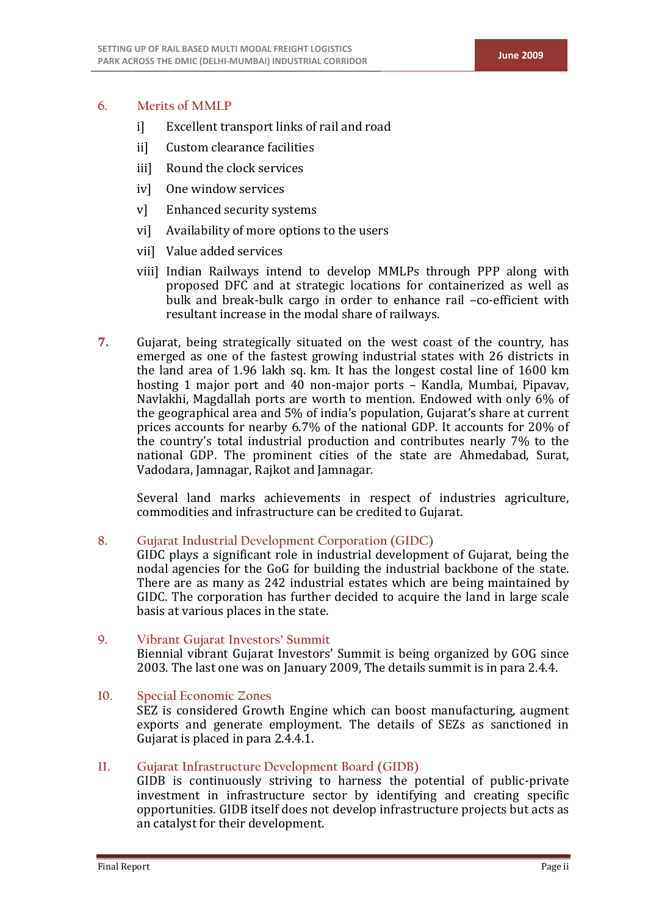## 6. Merits of MMLP

- i] Excellent transport links of rail and road
- ii] Custom clearance facilities
- iii] Round the clock services
- iv] One window services
- v] Enhanced security systems
- vi] Availability of more options to the users
- vii] Value added services
- viii] Indian Railways intend to develop MMLPs through PPP along with proposed DFC and at strategic locations for containerized as well as bulk and break-bulk cargo in order to enhance rail –co-efficient with resultant increase in the modal share of railways.

**7.** Gujarat, being strategically situated on the west coast of the country, has emerged as one of the fastest growing industrial states with 26 districts in the land area of 1.96 lakh sq. km. It has the longest costal line of 1600 km hosting 1 major port and 40 non-major ports – Kandla, Mumbai, Pipavav, Navlakhi, Magdallah ports are worth to mention. Endowed with only 6% of the geographical area and 5% of india's population, Gujarat's share at current prices accounts for nearby 6.7% of the national GDP. It accounts for 20% of the country's total industrial production and contributes nearly 7% to the national GDP. The prominent cities of the state are Ahmedabad, Surat, Vadodara, Jamnagar, Rajkot and Jamnagar.

Several land marks achievements in respect of industries agriculture, commodities and infrastructure can be credited to Gujarat.

## 8. Gujarat Industrial Development Corporation (GIDC)

GIDC plays a significant role in industrial development of Gujarat, being the nodal agencies for the GoG for building the industrial backbone of the state. There are as many as 242 industrial estates which are being maintained by GIDC. The corporation has further decided to acquire the land in large scale basis at various places in the state.

## 9. Vibrant Gujarat Investors' Summit

Biennial vibrant Gujarat Investors' Summit is being organized by GOG since 2003. The last one was on January 2009, The details summit is in para 2.4.4.

## 10. Special Economic Zones

SEZ is considered Growth Engine which can boost manufacturing, augment exports and generate employment. The details of SEZs as sanctioned in Gujarat is placed in para 2.4.4.1.

## 11. Gujarat Infrastructure Development Board (GIDB)

GIDB is continuously striving to harness the potential of public-private investment in infrastructure sector by identifying and creating specific opportunities. GIDB itself does not develop infrastructure projects but acts as an catalyst for their development.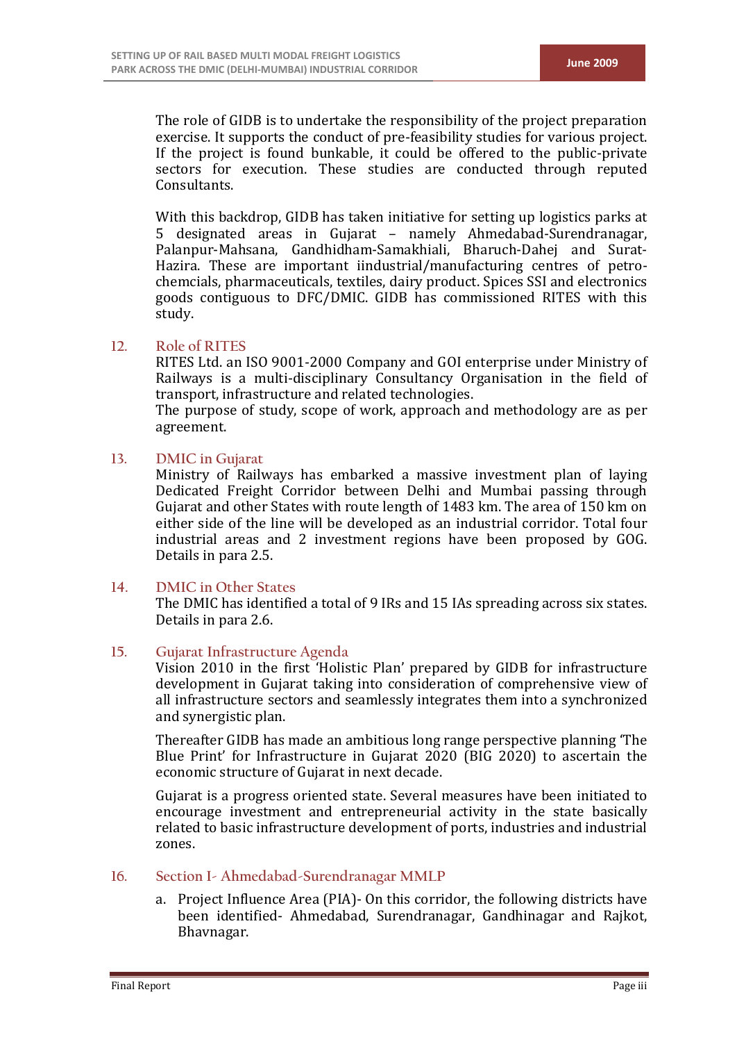The role of GIDB is to undertake the responsibility of the project preparation exercise. It supports the conduct of pre-feasibility studies for various project. If the project is found bunkable, it could be offered to the public-private sectors for execution. These studies are conducted through reputed Consultants.

With this backdrop, GIDB has taken initiative for setting up logistics parks at 5 designated areas in Gujarat – namely Ahmedabad-Surendranagar, Palanpur-Mahsana, Gandhidham-Samakhiali, Bharuch-Dahej and Surat-Hazira. These are important iindustrial/manufacturing centres of petro-chemcials, pharmaceuticals, textiles, dairy product. Spices SSI and electronics goods contiguous to DFC/DMIC. GIDB has commissioned RITES with this study.

## 12. Role of RITES

RITES Ltd. an ISO 9001-2000 Company and GOI enterprise under Ministry of Railways is a multi-disciplinary Consultancy Organisation in the field of transport, infrastructure and related technologies.

The purpose of study, scope of work, approach and methodology are as per agreement.

## 13. DMIC in Gujarat

Ministry of Railways has embarked a massive investment plan of laying Dedicated Freight Corridor between Delhi and Mumbai passing through Gujarat and other States with route length of 1483 km. The area of 150 km on either side of the line will be developed as an industrial corridor. Total four industrial areas and 2 investment regions have been proposed by GOG. Details in para 2.5.

## 14. DMIC in Other States

The DMIC has identified a total of 9 IRs and 15 IAs spreading across six states. Details in para 2.6.

## 15. Gujarat Infrastructure Agenda

Vision 2010 in the first 'Holistic Plan' prepared by GIDB for infrastructure development in Gujarat taking into consideration of comprehensive view of all infrastructure sectors and seamlessly integrates them into a synchronized and synergistic plan.

Thereafter GIDB has made an ambitious long range perspective planning 'The Blue Print' for Infrastructure in Gujarat 2020 (BIG 2020) to ascertain the economic structure of Gujarat in next decade.

Gujarat is a progress oriented state. Several measures have been initiated to encourage investment and entrepreneurial activity in the state basically related to basic infrastructure development of ports, industries and industrial zones.

## 16. Section I- Ahmedabad-Surendranagar MMLP

a. Project Influence Area (PIA)- On this corridor, the following districts have been identified- Ahmedabad, Surendranagar, Gandhinagar and Rajkot, Bhavnagar.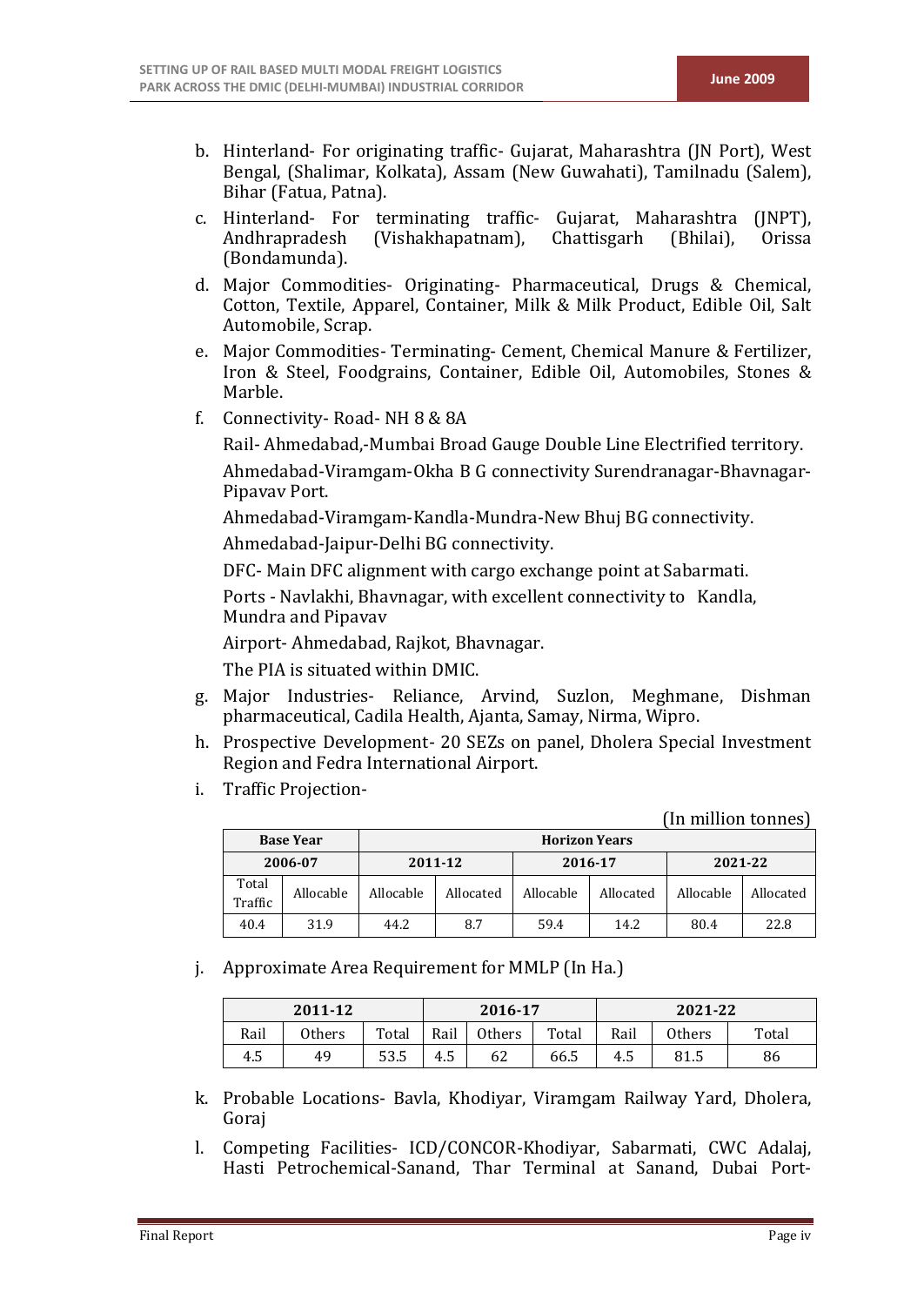b. Hinterland- For originating traffic- Gujarat, Maharashtra (JN Port), West Bengal, (Shalimar, Kolkata), Assam (New Guwahati), Tamilnadu (Salem), Bihar (Fatua, Patna).

c. Hinterland- For terminating traffic- Gujarat, Maharashtra (JNPT), Andhrapradesh (Vishakhapatnam), Chattisgarh (Bhilai), Orissa (Bondamunda).

d. Major Commodities- Originating- Pharmaceutical, Drugs & Chemical, Cotton, Textile, Apparel, Container, Milk & Milk Product, Edible Oil, Salt Automobile, Scrap.

e. Major Commodities- Terminating- Cement, Chemical Manure & Fertilizer, Iron & Steel, Foodgrains, Container, Edible Oil, Automobiles, Stones & Marble.

f. Connectivity- Road- NH 8 & 8A

   Rail- Ahmedabad,-Mumbai Broad Gauge Double Line Electrified territory.

   Ahmedabad-Viramgam-Okha B G connectivity Surendranagar-Bhavnagar-Pipavav Port.

   Ahmedabad-Viramgam-Kandla-Mundra-New Bhuj BG connectivity.

   Ahmedabad-Jaipur-Delhi BG connectivity.

   DFC- Main DFC alignment with cargo exchange point at Sabarmati.

   Ports - Navlakhi, Bhavnagar, with excellent connectivity to Kandla, Mundra and Pipavav

   Airport- Ahmedabad, Rajkot, Bhavnagar.

   The PIA is situated within DMIC.

g. Major Industries- Reliance, Arvind, Suzlon, Meghmane, Dishman pharmaceutical, Cadila Health, Ajanta, Samay, Nirma, Wipro.

h. Prospective Development- 20 SEZs on panel, Dholera Special Investment Region and Fedra International Airport.

i. Traffic Projection-

(In million tonnes)

| **Base Year** | | **Horizon Years** | | | | | |
|---|---|---|---|---|---|---|---|
| **2006-07** | | **2011-12** | | **2016-17** | | **2021-22** | |
| Total Traffic | Allocable | Allocable | Allocated | Allocable | Allocated | Allocable | Allocated |
| 40.4 | 31.9 | 44.2 | 8.7 | 59.4 | 14.2 | 80.4 | 22.8 |

j. Approximate Area Requirement for MMLP (In Ha.)

| **2011-12** | | | **2016-17** | | | **2021-22** | | |
|---|---|---|---|---|---|---|---|---|
| Rail | Others | Total | Rail | Others | Total | Rail | Others | Total |
| 4.5 | 49 | 53.5 | 4.5 | 62 | 66.5 | 4.5 | 81.5 | 86 |

k. Probable Locations- Bavla, Khodiyar, Viramgam Railway Yard, Dholera, Goraj

l. Competing Facilities- ICD/CONCOR-Khodiyar, Sabarmati, CWC Adalaj, Hasti Petrochemical-Sanand, Thar Terminal at Sanand, Dubai Port-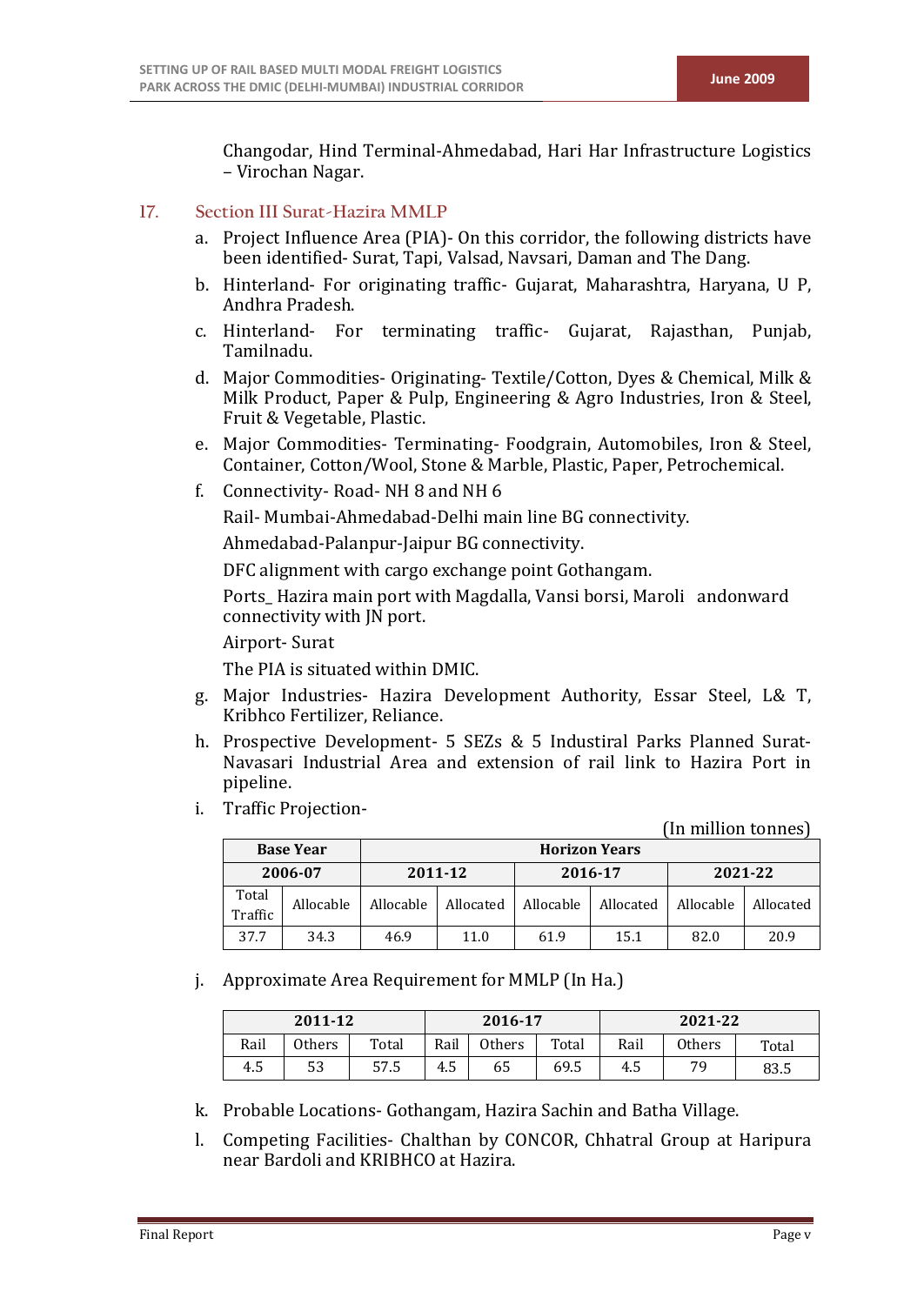Changodar, Hind Terminal-Ahmedabad, Hari Har Infrastructure Logistics – Virochan Nagar.

## 17. Section III Surat-Hazira MMLP

a. Project Influence Area (PIA)- On this corridor, the following districts have been identified- Surat, Tapi, Valsad, Navsari, Daman and The Dang.

b. Hinterland- For originating traffic- Gujarat, Maharashtra, Haryana, U P, Andhra Pradesh.

c. Hinterland- For terminating traffic- Gujarat, Rajasthan, Punjab, Tamilnadu.

d. Major Commodities- Originating- Textile/Cotton, Dyes & Chemical, Milk & Milk Product, Paper & Pulp, Engineering & Agro Industries, Iron & Steel, Fruit & Vegetable, Plastic.

e. Major Commodities- Terminating- Foodgrain, Automobiles, Iron & Steel, Container, Cotton/Wool, Stone & Marble, Plastic, Paper, Petrochemical.

f. Connectivity- Road- NH 8 and NH 6

   Rail- Mumbai-Ahmedabad-Delhi main line BG connectivity.

   Ahmedabad-Palanpur-Jaipur BG connectivity.

   DFC alignment with cargo exchange point Gothangam.

   Ports_ Hazira main port with Magdalla, Vansi borsi, Maroli andonward connectivity with JN port.

   Airport- Surat

   The PIA is situated within DMIC.

g. Major Industries- Hazira Development Authority, Essar Steel, L& T, Kribhco Fertilizer, Reliance.

h. Prospective Development- 5 SEZs & 5 Industiral Parks Planned Surat-Navasari Industrial Area and extension of rail link to Hazira Port in pipeline.

i. Traffic Projection-

(In million tonnes)

| Base Year | | Horizon Years | | | | | |
|---|---|---|---|---|---|---|---|
| 2006-07 | | 2011-12 | | 2016-17 | | 2021-22 | |
| Total Traffic | Allocable | Allocable | Allocated | Allocable | Allocated | Allocable | Allocated |
| 37.7 | 34.3 | 46.9 | 11.0 | 61.9 | 15.1 | 82.0 | 20.9 |

j. Approximate Area Requirement for MMLP (In Ha.)

| 2011-12 | | | 2016-17 | | | 2021-22 | | |
|---|---|---|---|---|---|---|---|---|
| Rail | Others | Total | Rail | Others | Total | Rail | Others | Total |
| 4.5 | 53 | 57.5 | 4.5 | 65 | 69.5 | 4.5 | 79 | 83.5 |

k. Probable Locations- Gothangam, Hazira Sachin and Batha Village.

l. Competing Facilities- Chalthan by CONCOR, Chhatral Group at Haripura near Bardoli and KRIBHCO at Hazira.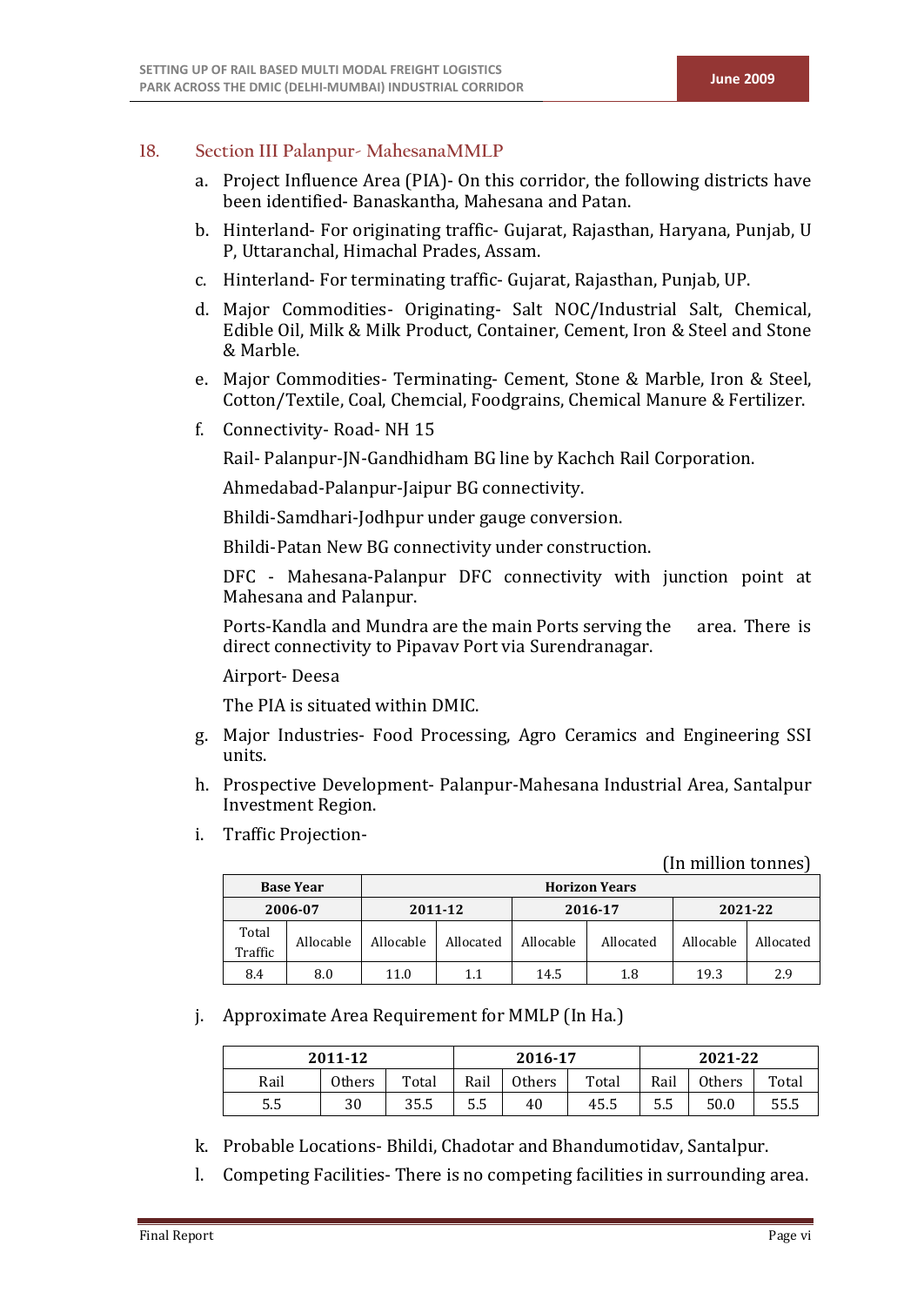## 18. Section III Palanpur- MahesanaMMLP

a. Project Influence Area (PIA)- On this corridor, the following districts have been identified- Banaskantha, Mahesana and Patan.

b. Hinterland- For originating traffic- Gujarat, Rajasthan, Haryana, Punjab, U P, Uttaranchal, Himachal Prades, Assam.

c. Hinterland- For terminating traffic- Gujarat, Rajasthan, Punjab, UP.

d. Major Commodities- Originating- Salt NOC/Industrial Salt, Chemical, Edible Oil, Milk & Milk Product, Container, Cement, Iron & Steel and Stone & Marble.

e. Major Commodities- Terminating- Cement, Stone & Marble, Iron & Steel, Cotton/Textile, Coal, Chemcial, Foodgrains, Chemical Manure & Fertilizer.

f. Connectivity- Road- NH 15

   Rail- Palanpur-JN-Gandhidham BG line by Kachch Rail Corporation.

   Ahmedabad-Palanpur-Jaipur BG connectivity.

   Bhildi-Samdhari-Jodhpur under gauge conversion.

   Bhildi-Patan New BG connectivity under construction.

   DFC - Mahesana-Palanpur DFC connectivity with junction point at Mahesana and Palanpur.

   Ports-Kandla and Mundra are the main Ports serving the area. There is direct connectivity to Pipavav Port via Surendranagar.

   Airport- Deesa

   The PIA is situated within DMIC.

g. Major Industries- Food Processing, Agro Ceramics and Engineering SSI units.

h. Prospective Development- Palanpur-Mahesana Industrial Area, Santalpur Investment Region.

i. Traffic Projection-

(In million tonnes)

| Base Year | | Horizon Years | | | | | |
|---|---|---|---|---|---|---|---|
| 2006-07 | | 2011-12 | | 2016-17 | | 2021-22 | |
| Total Traffic | Allocable | Allocable | Allocated | Allocable | Allocated | Allocable | Allocated |
| 8.4 | 8.0 | 11.0 | 1.1 | 14.5 | 1.8 | 19.3 | 2.9 |

j. Approximate Area Requirement for MMLP (In Ha.)

| 2011-12 | | | 2016-17 | | | 2021-22 | | |
|---|---|---|---|---|---|---|---|---|
| Rail | Others | Total | Rail | Others | Total | Rail | Others | Total |
| 5.5 | 30 | 35.5 | 5.5 | 40 | 45.5 | 5.5 | 50.0 | 55.5 |

k. Probable Locations- Bhildi, Chadotar and Bhandumotidav, Santalpur.

l. Competing Facilities- There is no competing facilities in surrounding area.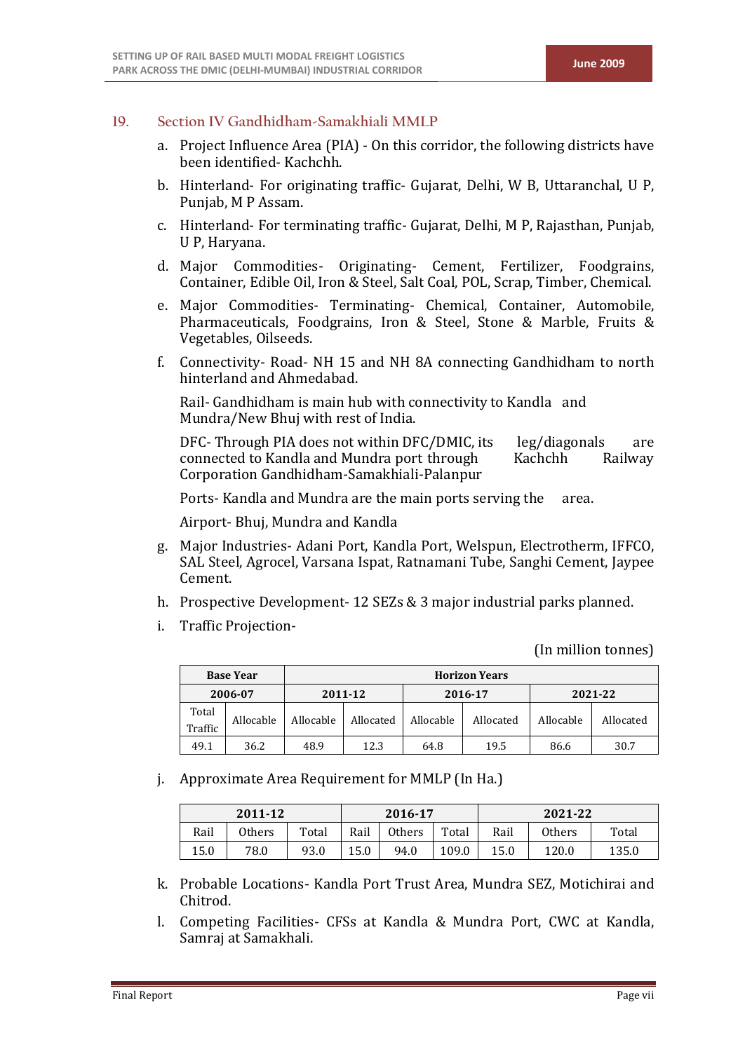## 19. Section IV Gandhidham-Samakhiali MMLP

a. Project Influence Area (PIA) - On this corridor, the following districts have been identified- Kachchh.

b. Hinterland- For originating traffic- Gujarat, Delhi, W B, Uttaranchal, U P, Punjab, M P Assam.

c. Hinterland- For terminating traffic- Gujarat, Delhi, M P, Rajasthan, Punjab, U P, Haryana.

d. Major Commodities- Originating- Cement, Fertilizer, Foodgrains, Container, Edible Oil, Iron & Steel, Salt Coal, POL, Scrap, Timber, Chemical.

e. Major Commodities- Terminating- Chemical, Container, Automobile, Pharmaceuticals, Foodgrains, Iron & Steel, Stone & Marble, Fruits & Vegetables, Oilseeds.

f. Connectivity- Road- NH 15 and NH 8A connecting Gandhidham to north hinterland and Ahmedabad.

   Rail- Gandhidham is main hub with connectivity to Kandla and Mundra/New Bhuj with rest of India.

   DFC- Through PIA does not within DFC/DMIC, its leg/diagonals are connected to Kandla and Mundra port through Kachchh Railway Corporation Gandhidham-Samakhiali-Palanpur

   Ports- Kandla and Mundra are the main ports serving the area.

   Airport- Bhuj, Mundra and Kandla

g. Major Industries- Adani Port, Kandla Port, Welspun, Electrotherm, IFFCO, SAL Steel, Agrocel, Varsana Ispat, Ratnamani Tube, Sanghi Cement, Jaypee Cement.

h. Prospective Development- 12 SEZs & 3 major industrial parks planned.

i. Traffic Projection-

(In million tonnes)

| Base Year | | Horizon Years | | | | | |
|---|---|---|---|---|---|---|---|
| 2006-07 | | 2011-12 | | 2016-17 | | 2021-22 | |
| Total Traffic | Allocable | Allocable | Allocated | Allocable | Allocated | Allocable | Allocated |
| 49.1 | 36.2 | 48.9 | 12.3 | 64.8 | 19.5 | 86.6 | 30.7 |

j. Approximate Area Requirement for MMLP (In Ha.)

| 2011-12 | | | 2016-17 | | | 2021-22 | | |
|---|---|---|---|---|---|---|---|---|
| Rail | Others | Total | Rail | Others | Total | Rail | Others | Total |
| 15.0 | 78.0 | 93.0 | 15.0 | 94.0 | 109.0 | 15.0 | 120.0 | 135.0 |

k. Probable Locations- Kandla Port Trust Area, Mundra SEZ, Motichirai and Chitrod.

l. Competing Facilities- CFSs at Kandla & Mundra Port, CWC at Kandla, Samraj at Samakhali.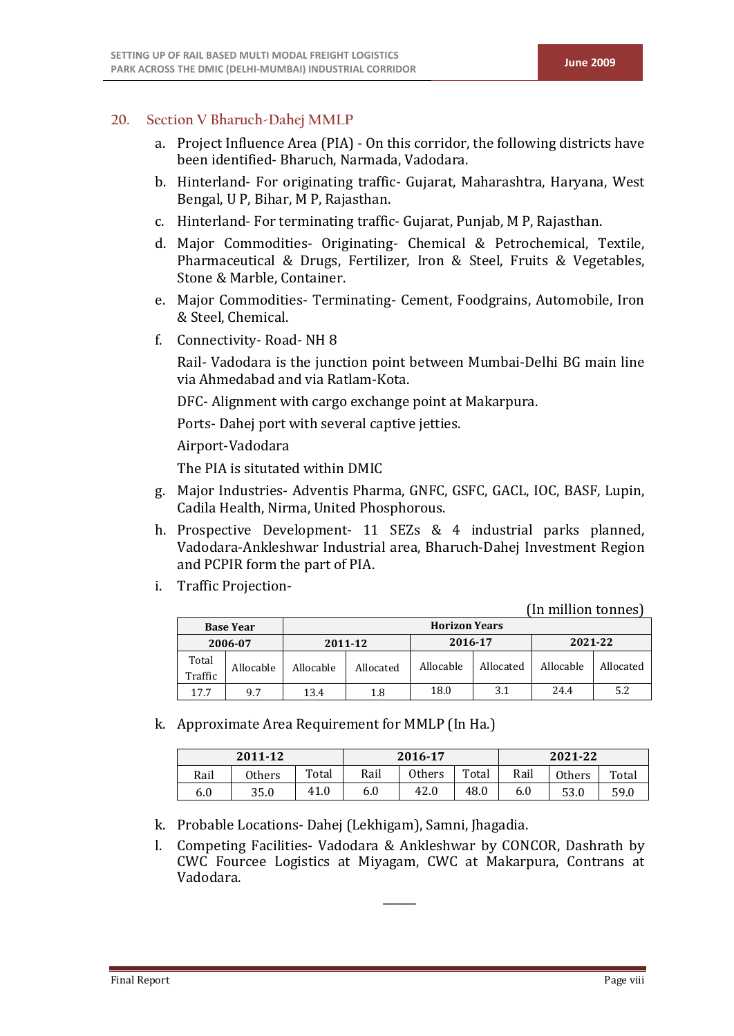## 20. Section V Bharuch-Dahej MMLP

a. Project Influence Area (PIA) - On this corridor, the following districts have been identified- Bharuch, Narmada, Vadodara.

b. Hinterland- For originating traffic- Gujarat, Maharashtra, Haryana, West Bengal, U P, Bihar, M P, Rajasthan.

c. Hinterland- For terminating traffic- Gujarat, Punjab, M P, Rajasthan.

d. Major Commodities- Originating- Chemical & Petrochemical, Textile, Pharmaceutical & Drugs, Fertilizer, Iron & Steel, Fruits & Vegetables, Stone & Marble, Container.

e. Major Commodities- Terminating- Cement, Foodgrains, Automobile, Iron & Steel, Chemical.

f. Connectivity- Road- NH 8

   Rail- Vadodara is the junction point between Mumbai-Delhi BG main line via Ahmedabad and via Ratlam-Kota.

   DFC- Alignment with cargo exchange point at Makarpura.

   Ports- Dahej port with several captive jetties.

   Airport-Vadodara

   The PIA is situtated within DMIC

g. Major Industries- Adventis Pharma, GNFC, GSFC, GACL, IOC, BASF, Lupin, Cadila Health, Nirma, United Phosphorous.

h. Prospective Development- 11 SEZs & 4 industrial parks planned, Vadodara-Ankleshwar Industrial area, Bharuch-Dahej Investment Region and PCPIR form the part of PIA.

i. Traffic Projection-

(In million tonnes)

| Base Year | | Horizon Years | | | | | |
|---|---|---|---|---|---|---|---|
| 2006-07 | | 2011-12 | | 2016-17 | | 2021-22 | |
| Total Traffic | Allocable | Allocable | Allocated | Allocable | Allocated | Allocable | Allocated |
| 17.7 | 9.7 | 13.4 | 1.8 | 18.0 | 3.1 | 24.4 | 5.2 |

k. Approximate Area Requirement for MMLP (In Ha.)

| 2011-12 | | | 2016-17 | | | 2021-22 | | |
|---|---|---|---|---|---|---|---|---|
| Rail | Others | Total | Rail | Others | Total | Rail | Others | Total |
| 6.0 | 35.0 | 41.0 | 6.0 | 42.0 | 48.0 | 6.0 | 53.0 | 59.0 |

k. Probable Locations- Dahej (Lekhigam), Samni, Jhagadia.

l. Competing Facilities- Vadodara & Ankleshwar by CONCOR, Dashrath by CWC Fourcee Logistics at Miyagam, CWC at Makarpura, Contrans at Vadodara.